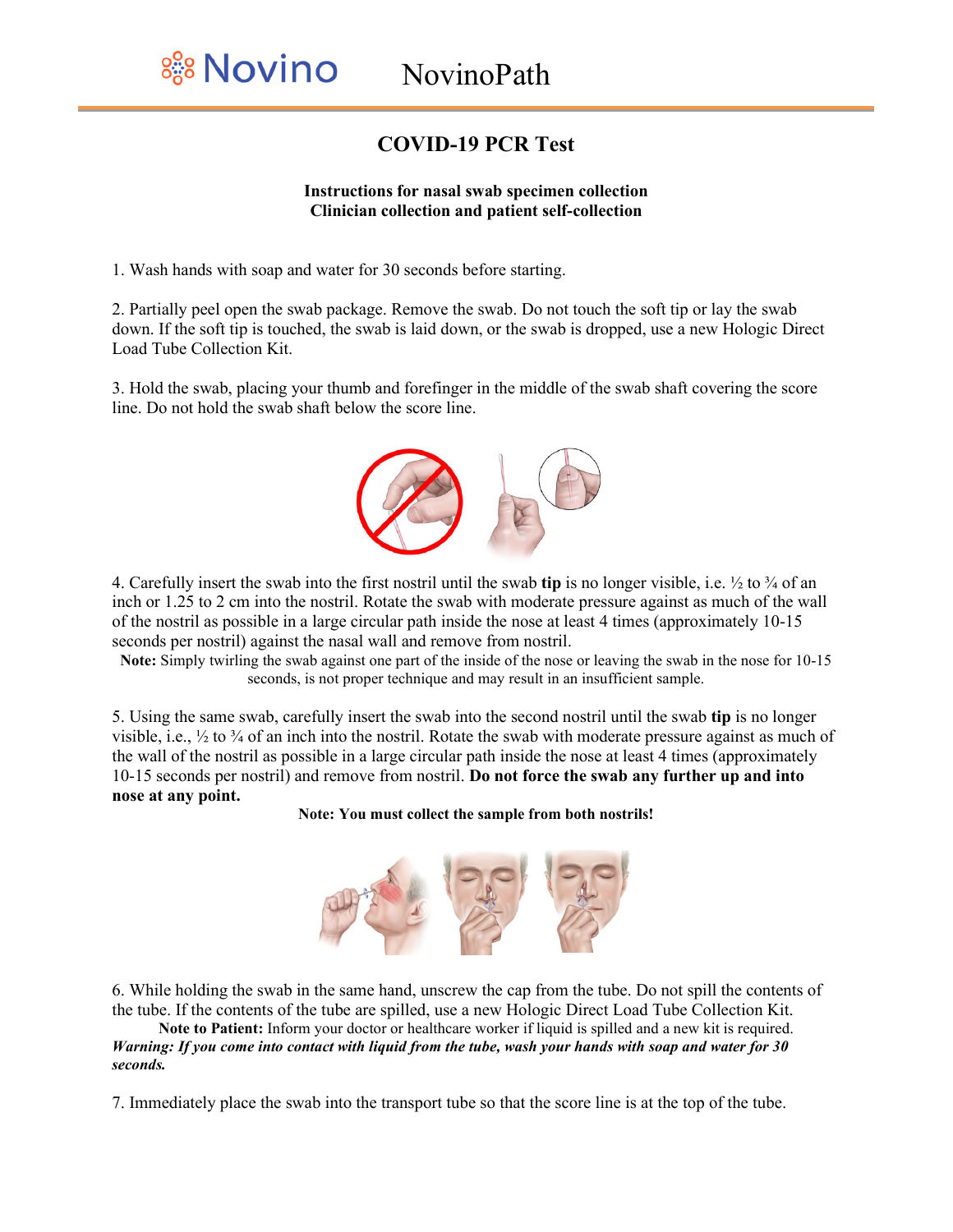Novino NovinoPath

# COVID-19 PCR Test

**Instructions for nasal swab specimen collection**
**Clinician collection and patient self-collection**

1. Wash hands with soap and water for 30 seconds before starting.

2. Partially peel open the swab package. Remove the swab. Do not touch the soft tip or lay the swab down. If the soft tip is touched, the swab is laid down, or the swab is dropped, use a new Hologic Direct Load Tube Collection Kit.

3. Hold the swab, placing your thumb and forefinger in the middle of the swab shaft covering the score line. Do not hold the swab shaft below the score line.

4. Carefully insert the swab into the first nostril until the swab **tip** is no longer visible, i.e. ½ to ¾ of an inch or 1.25 to 2 cm into the nostril. Rotate the swab with moderate pressure against as much of the wall of the nostril as possible in a large circular path inside the nose at least 4 times (approximately 10-15 seconds per nostril) against the nasal wall and remove from nostril.

**Note:** Simply twirling the swab against one part of the inside of the nose or leaving the swab in the nose for 10-15 seconds, is not proper technique and may result in an insufficient sample.

5. Using the same swab, carefully insert the swab into the second nostril until the swab **tip** is no longer visible, i.e., ½ to ¾ of an inch into the nostril. Rotate the swab with moderate pressure against as much of the wall of the nostril as possible in a large circular path inside the nose at least 4 times (approximately 10-15 seconds per nostril) and remove from nostril. **Do not force the swab any further up and into nose at any point.**

**Note: You must collect the sample from both nostrils!**

6. While holding the swab in the same hand, unscrew the cap from the tube. Do not spill the contents of the tube. If the contents of the tube are spilled, use a new Hologic Direct Load Tube Collection Kit.

**Note to Patient:** Inform your doctor or healthcare worker if liquid is spilled and a new kit is required.

***Warning: If you come into contact with liquid from the tube, wash your hands with soap and water for 30 seconds.***

7. Immediately place the swab into the transport tube so that the score line is at the top of the tube.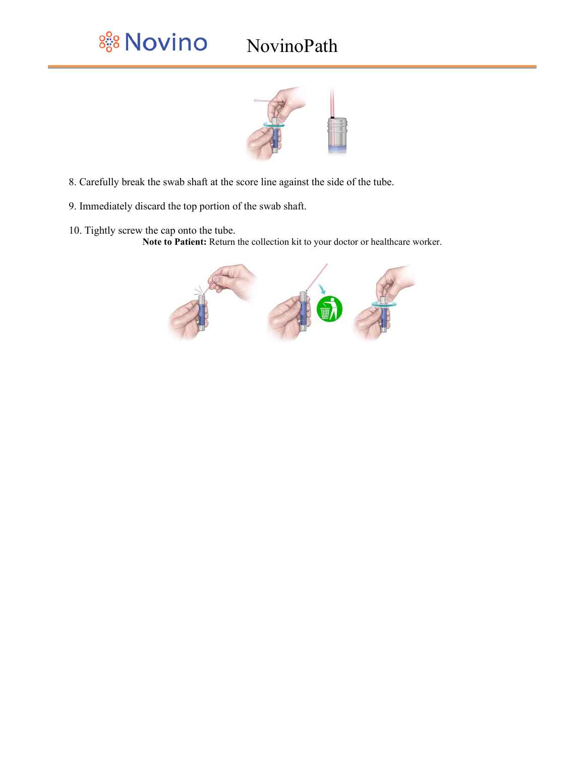8. Carefully break the swab shaft at the score line against the side of the tube.

9. Immediately discard the top portion of the swab shaft.

10. Tightly screw the cap onto the tube.

**Note to Patient:** Return the collection kit to your doctor or healthcare worker.